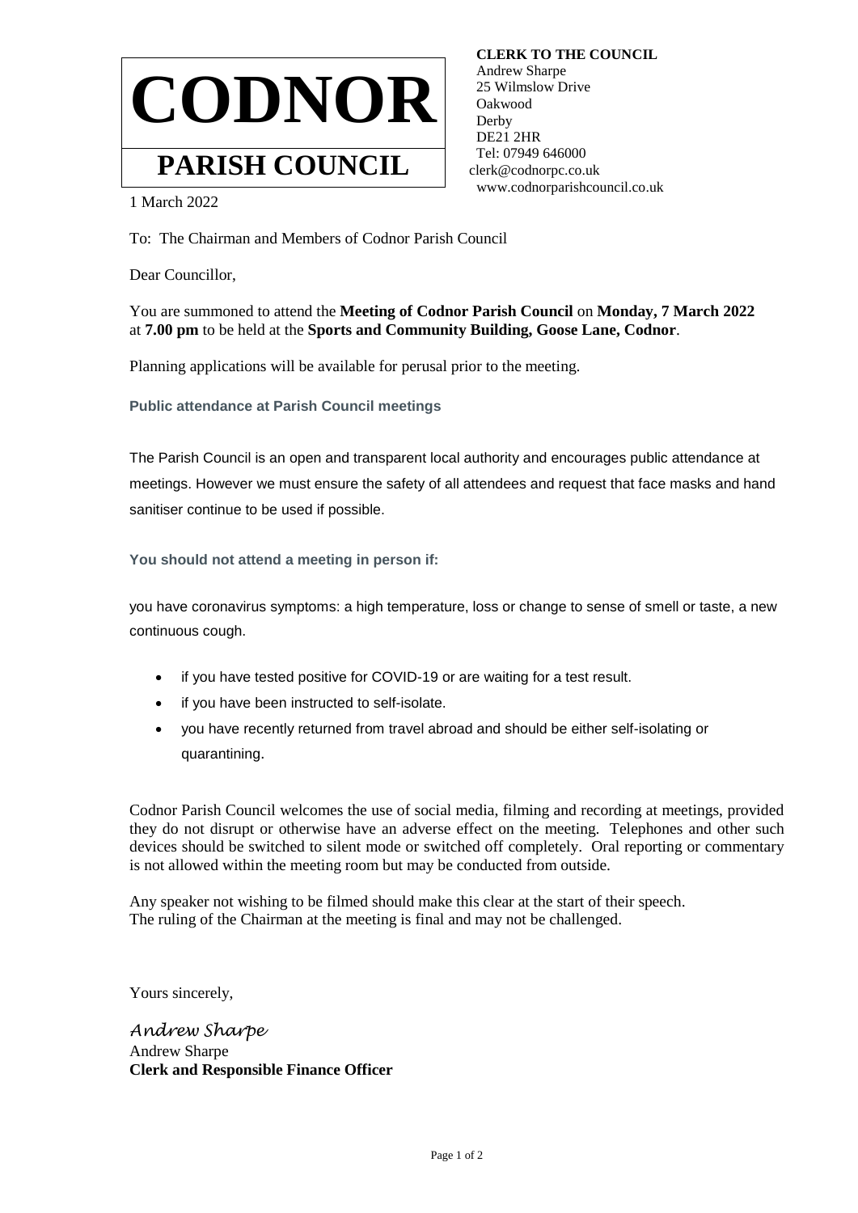# CODNOR

## PARISH COUNCIL

**CLERK TO THE COUNCIL**
Andrew Sharpe
25 Wilmslow Drive
Oakwood
Derby
DE21 2HR
Tel: 07949 646000
clerk@codnorpc.co.uk
www.codnorparishcouncil.co.uk

1 March 2022

To: The Chairman and Members of Codnor Parish Council

Dear Councillor,

You are summoned to attend the **Meeting of Codnor Parish Council** on **Monday, 7 March 2022** at **7.00 pm** to be held at the **Sports and Community Building, Goose Lane, Codnor**.

Planning applications will be available for perusal prior to the meeting.

**Public attendance at Parish Council meetings**

The Parish Council is an open and transparent local authority and encourages public attendance at meetings. However we must ensure the safety of all attendees and request that face masks and hand sanitiser continue to be used if possible.

**You should not attend a meeting in person if:**

you have coronavirus symptoms: a high temperature, loss or change to sense of smell or taste, a new continuous cough.

- if you have tested positive for COVID-19 or are waiting for a test result.
- if you have been instructed to self-isolate.
- you have recently returned from travel abroad and should be either self-isolating or quarantining.

Codnor Parish Council welcomes the use of social media, filming and recording at meetings, provided they do not disrupt or otherwise have an adverse effect on the meeting. Telephones and other such devices should be switched to silent mode or switched off completely. Oral reporting or commentary is not allowed within the meeting room but may be conducted from outside.

Any speaker not wishing to be filmed should make this clear at the start of their speech.
The ruling of the Chairman at the meeting is final and may not be challenged.

Yours sincerely,

*Andrew Sharpe*
Andrew Sharpe
**Clerk and Responsible Finance Officer**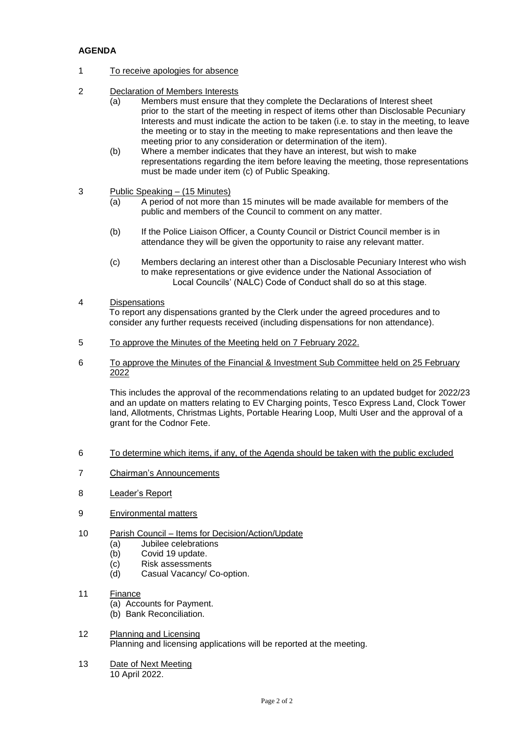**AGENDA**

1 To receive apologies for absence

2 Declaration of Members Interests
   (a) Members must ensure that they complete the Declarations of Interest sheet prior to the start of the meeting in respect of items other than Disclosable Pecuniary Interests and must indicate the action to be taken (i.e. to stay in the meeting, to leave the meeting or to stay in the meeting to make representations and then leave the meeting prior to any consideration or determination of the item).
   (b) Where a member indicates that they have an interest, but wish to make representations regarding the item before leaving the meeting, those representations must be made under item (c) of Public Speaking.

3 Public Speaking – (15 Minutes)
   (a) A period of not more than 15 minutes will be made available for members of the public and members of the Council to comment on any matter.
   (b) If the Police Liaison Officer, a County Council or District Council member is in attendance they will be given the opportunity to raise any relevant matter.
   (c) Members declaring an interest other than a Disclosable Pecuniary Interest who wish to make representations or give evidence under the National Association of Local Councils' (NALC) Code of Conduct shall do so at this stage.

4 Dispensations
   To report any dispensations granted by the Clerk under the agreed procedures and to consider any further requests received (including dispensations for non attendance).

5 To approve the Minutes of the Meeting held on 7 February 2022.

6 To approve the Minutes of the Financial & Investment Sub Committee held on 25 February 2022

   This includes the approval of the recommendations relating to an updated budget for 2022/23 and an update on matters relating to EV Charging points, Tesco Express Land, Clock Tower land, Allotments, Christmas Lights, Portable Hearing Loop, Multi User and the approval of a grant for the Codnor Fete.

6 To determine which items, if any, of the Agenda should be taken with the public excluded

7 Chairman's Announcements

8 Leader's Report

9 Environmental matters

10 Parish Council – Items for Decision/Action/Update
   (a) Jubilee celebrations
   (b) Covid 19 update.
   (c) Risk assessments
   (d) Casual Vacancy/ Co-option.

11 Finance
   (a) Accounts for Payment.
   (b) Bank Reconciliation.

12 Planning and Licensing
   Planning and licensing applications will be reported at the meeting.

13 Date of Next Meeting
   10 April 2022.